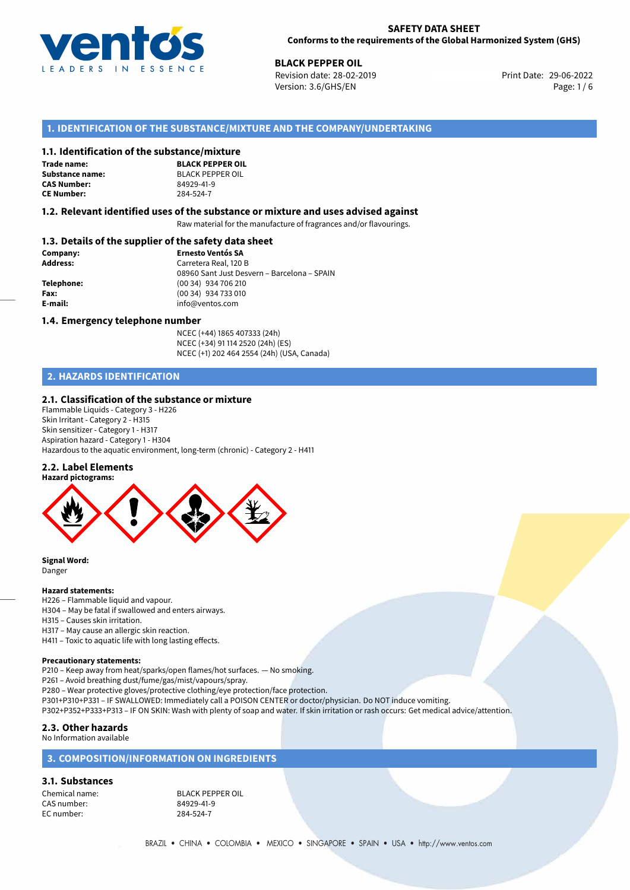**SAFETY DATA SHEET**
**Conforms to the requirements of the Global Harmonized System (GHS)**

**BLACK PEPPER OIL**
Revision date: 28-02-2019
Version: 3.6/GHS/EN
Print Date: 29-06-2022

## 1. IDENTIFICATION OF THE SUBSTANCE/MIXTURE AND THE COMPANY/UNDERTAKING

### 1.1. Identification of the substance/mixture

| | |
|---|---|
| **Trade name:** | **BLACK PEPPER OIL** |
| **Substance name:** | BLACK PEPPER OIL |
| **CAS Number:** | 84929-41-9 |
| **CE Number:** | 284-524-7 |

### 1.2. Relevant identified uses of the substance or mixture and uses advised against

Raw material for the manufacture of fragrances and/or flavourings.

### 1.3. Details of the supplier of the safety data sheet

| | |
|---|---|
| **Company:** | **Ernesto Ventós SA** |
| **Address:** | Carretera Real, 120 B<br>08960 Sant Just Desvern – Barcelona – SPAIN |
| **Telephone:** | (00 34) 934 706 210 |
| **Fax:** | (00 34) 934 733 010 |
| **E-mail:** | info@ventos.com |

### 1.4. Emergency telephone number

NCEC (+44) 1865 407333 (24h)
NCEC (+34) 91 114 2520 (24h) (ES)
NCEC (+1) 202 464 2554 (24h) (USA, Canada)

## 2. HAZARDS IDENTIFICATION

### 2.1. Classification of the substance or mixture

Flammable Liquids - Category 3 - H226
Skin Irritant - Category 2 - H315
Skin sensitizer - Category 1 - H317
Aspiration hazard - Category 1 - H304
Hazardous to the aquatic environment, long-term (chronic) - Category 2 - H411

### 2.2. Label Elements

**Hazard pictograms:**

**Signal Word:**
Danger

**Hazard statements:**
H226 – Flammable liquid and vapour.
H304 – May be fatal if swallowed and enters airways.
H315 – Causes skin irritation.
H317 – May cause an allergic skin reaction.
H411 – Toxic to aquatic life with long lasting effects.

**Precautionary statements:**
P210 – Keep away from heat/sparks/open flames/hot surfaces. — No smoking.
P261 – Avoid breathing dust/fume/gas/mist/vapours/spray.
P280 – Wear protective gloves/protective clothing/eye protection/face protection.
P301+P310+P331 – IF SWALLOWED: Immediately call a POISON CENTER or doctor/physician. Do NOT induce vomiting.
P302+P352+P333+P313 – IF ON SKIN: Wash with plenty of soap and water. If skin irritation or rash occurs: Get medical advice/attention.

### 2.3. Other hazards

No Information available

## 3. COMPOSITION/INFORMATION ON INGREDIENTS

### 3.1. Substances

| | |
|---|---|
| Chemical name: | BLACK PEPPER OIL |
| CAS number: | 84929-41-9 |
| EC number: | 284-524-7 |

BRAZIL • CHINA • COLOMBIA • MEXICO • SINGAPORE • SPAIN • USA • http://www.ventos.com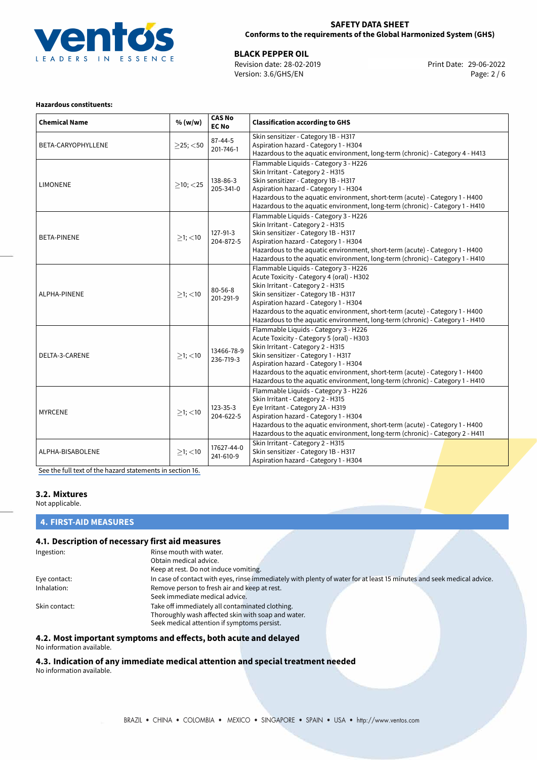**Hazardous constituents:**

| Chemical Name | % (w/w) | CAS No EC No | Classification according to GHS |
|---|---|---|---|
| BETA-CARYOPHYLLENE | $\geq$25; <50 | 87-44-5 201-746-1 | Skin sensitizer - Category 1B - H317<br>Aspiration hazard - Category 1 - H304<br>Hazardous to the aquatic environment, long-term (chronic) - Category 4 - H413 |
| LIMONENE | $\geq$10; <25 | 138-86-3 205-341-0 | Flammable Liquids - Category 3 - H226<br>Skin Irritant - Category 2 - H315<br>Skin sensitizer - Category 1B - H317<br>Aspiration hazard - Category 1 - H304<br>Hazardous to the aquatic environment, short-term (acute) - Category 1 - H400<br>Hazardous to the aquatic environment, long-term (chronic) - Category 1 - H410 |
| BETA-PINENE | $\geq$1; <10 | 127-91-3 204-872-5 | Flammable Liquids - Category 3 - H226<br>Skin Irritant - Category 2 - H315<br>Skin sensitizer - Category 1B - H317<br>Aspiration hazard - Category 1 - H304<br>Hazardous to the aquatic environment, short-term (acute) - Category 1 - H400<br>Hazardous to the aquatic environment, long-term (chronic) - Category 1 - H410 |
| ALPHA-PINENE | $\geq$1; <10 | 80-56-8 201-291-9 | Flammable Liquids - Category 3 - H226<br>Acute Toxicity - Category 4 (oral) - H302<br>Skin Irritant - Category 2 - H315<br>Skin sensitizer - Category 1B - H317<br>Aspiration hazard - Category 1 - H304<br>Hazardous to the aquatic environment, short-term (acute) - Category 1 - H400<br>Hazardous to the aquatic environment, long-term (chronic) - Category 1 - H410 |
| DELTA-3-CARENE | $\geq$1; <10 | 13466-78-9 236-719-3 | Flammable Liquids - Category 3 - H226<br>Acute Toxicity - Category 5 (oral) - H303<br>Skin Irritant - Category 2 - H315<br>Skin sensitizer - Category 1 - H317<br>Aspiration hazard - Category 1 - H304<br>Hazardous to the aquatic environment, short-term (acute) - Category 1 - H400<br>Hazardous to the aquatic environment, long-term (chronic) - Category 1 - H410 |
| MYRCENE | $\geq$1; <10 | 123-35-3 204-622-5 | Flammable Liquids - Category 3 - H226<br>Skin Irritant - Category 2 - H315<br>Eye Irritant - Category 2A - H319<br>Aspiration hazard - Category 1 - H304<br>Hazardous to the aquatic environment, short-term (acute) - Category 1 - H400<br>Hazardous to the aquatic environment, long-term (chronic) - Category 2 - H411 |
| ALPHA-BISABOLENE | $\geq$1; <10 | 17627-44-0 241-610-9 | Skin Irritant - Category 2 - H315<br>Skin sensitizer - Category 1B - H317<br>Aspiration hazard - Category 1 - H304 |

See the full text of the hazard statements in section 16.

### 3.2. Mixtures

Not applicable.

## 4. FIRST-AID MEASURES

### 4.1. Description of necessary first aid measures

Ingestion: Rinse mouth with water.
Obtain medical advice.
Keep at rest. Do not induce vomiting.

Eye contact: In case of contact with eyes, rinse immediately with plenty of water for at least 15 minutes and seek medical advice.

Inhalation: Remove person to fresh air and keep at rest.
Seek immediate medical advice.

Skin contact: Take off immediately all contaminated clothing.
Thoroughly wash affected skin with soap and water.
Seek medical attention if symptoms persist.

### 4.2. Most important symptoms and effects, both acute and delayed

No information available.

### 4.3. Indication of any immediate medical attention and special treatment needed

No information available.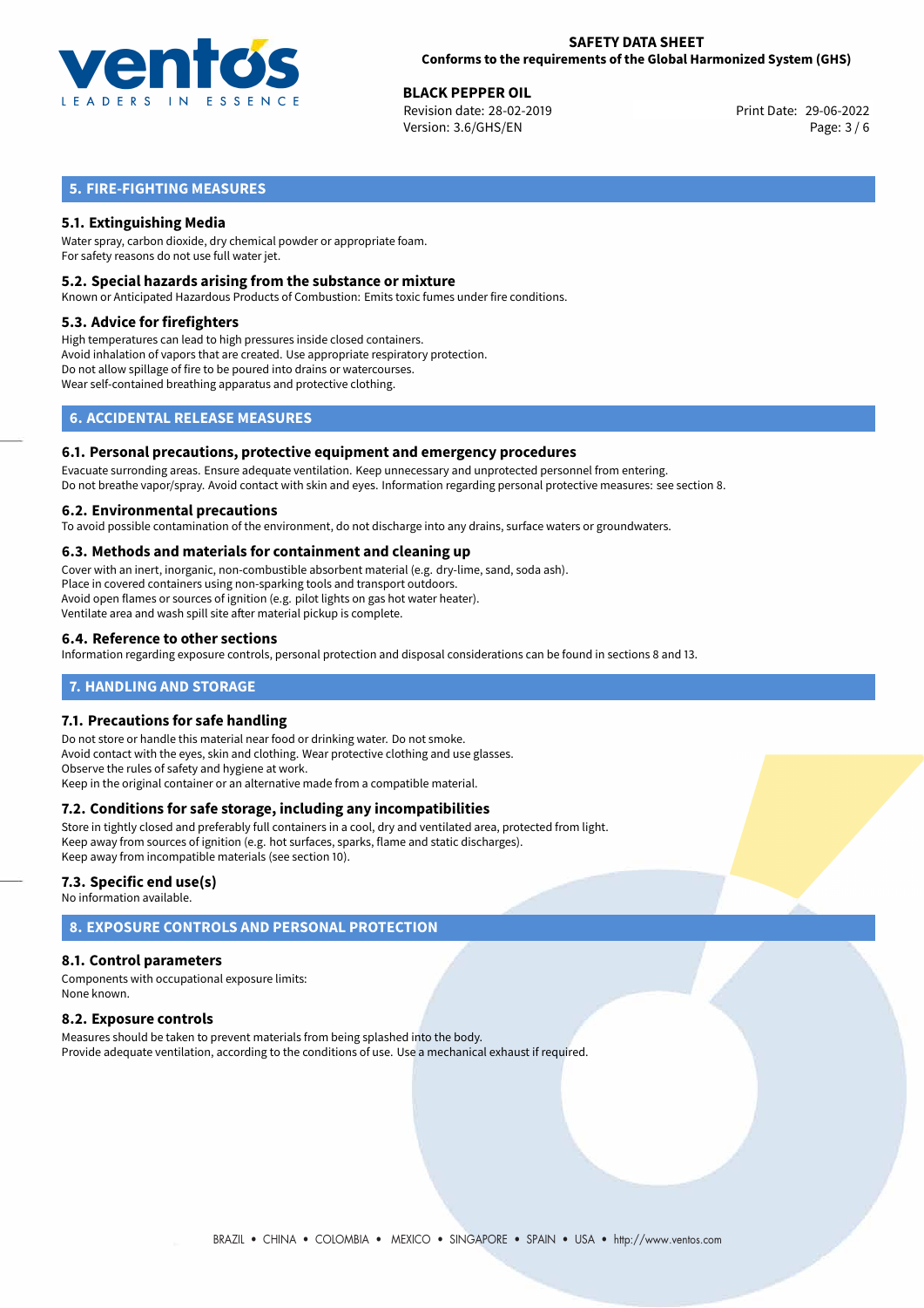## 5. FIRE-FIGHTING MEASURES

### 5.1. Extinguishing Media

Water spray, carbon dioxide, dry chemical powder or appropriate foam.
For safety reasons do not use full water jet.

### 5.2. Special hazards arising from the substance or mixture

Known or Anticipated Hazardous Products of Combustion: Emits toxic fumes under fire conditions.

### 5.3. Advice for firefighters

High temperatures can lead to high pressures inside closed containers.
Avoid inhalation of vapors that are created. Use appropriate respiratory protection.
Do not allow spillage of fire to be poured into drains or watercourses.
Wear self-contained breathing apparatus and protective clothing.

## 6. ACCIDENTAL RELEASE MEASURES

### 6.1. Personal precautions, protective equipment and emergency procedures

Evacuate surronding areas. Ensure adequate ventilation. Keep unnecessary and unprotected personnel from entering.
Do not breathe vapor/spray. Avoid contact with skin and eyes. Information regarding personal protective measures: see section 8.

### 6.2. Environmental precautions

To avoid possible contamination of the environment, do not discharge into any drains, surface waters or groundwaters.

### 6.3. Methods and materials for containment and cleaning up

Cover with an inert, inorganic, non-combustible absorbent material (e.g. dry-lime, sand, soda ash).
Place in covered containers using non-sparking tools and transport outdoors.
Avoid open flames or sources of ignition (e.g. pilot lights on gas hot water heater).
Ventilate area and wash spill site after material pickup is complete.

### 6.4. Reference to other sections

Information regarding exposure controls, personal protection and disposal considerations can be found in sections 8 and 13.

## 7. HANDLING AND STORAGE

### 7.1. Precautions for safe handling

Do not store or handle this material near food or drinking water. Do not smoke.
Avoid contact with the eyes, skin and clothing. Wear protective clothing and use glasses.
Observe the rules of safety and hygiene at work.
Keep in the original container or an alternative made from a compatible material.

### 7.2. Conditions for safe storage, including any incompatibilities

Store in tightly closed and preferably full containers in a cool, dry and ventilated area, protected from light.
Keep away from sources of ignition (e.g. hot surfaces, sparks, flame and static discharges).
Keep away from incompatible materials (see section 10).

### 7.3. Specific end use(s)

No information available.

## 8. EXPOSURE CONTROLS AND PERSONAL PROTECTION

### 8.1. Control parameters

Components with occupational exposure limits:
None known.

### 8.2. Exposure controls

Measures should be taken to prevent materials from being splashed into the body.
Provide adequate ventilation, according to the conditions of use. Use a mechanical exhaust if required.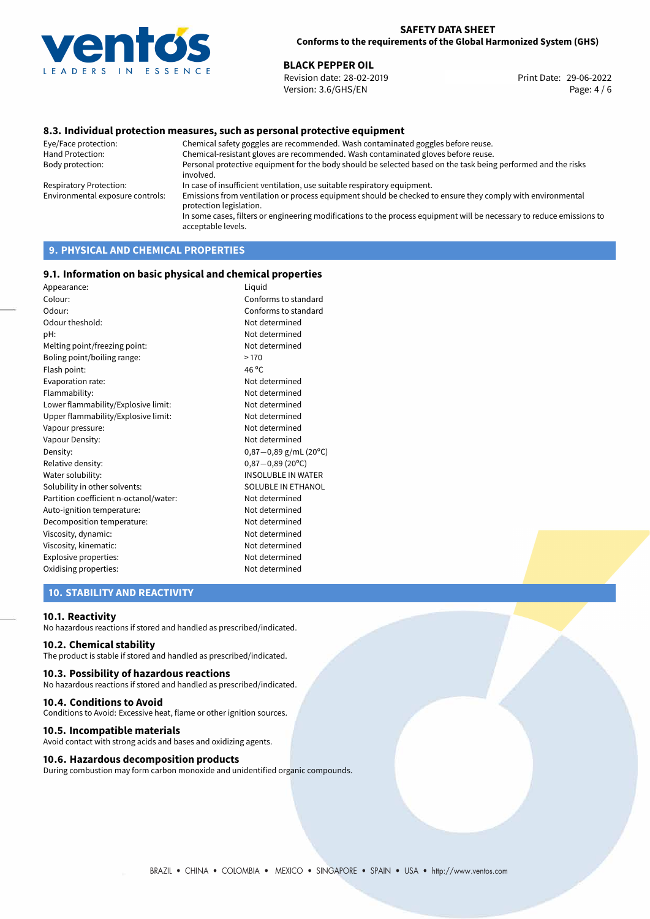## 8.3. Individual protection measures, such as personal protective equipment

| | |
|---|---|
| Eye/Face protection: | Chemical safety goggles are recommended. Wash contaminated goggles before reuse. |
| Hand Protection: | Chemical-resistant gloves are recommended. Wash contaminated gloves before reuse. |
| Body protection: | Personal protective equipment for the body should be selected based on the task being performed and the risks involved. |
| Respiratory Protection: | In case of insufficient ventilation, use suitable respiratory equipment. |
| Environmental exposure controls: | Emissions from ventilation or process equipment should be checked to ensure they comply with environmental protection legislation. In some cases, filters or engineering modifications to the process equipment will be necessary to reduce emissions to acceptable levels. |

# 9. PHYSICAL AND CHEMICAL PROPERTIES

## 9.1. Information on basic physical and chemical properties

| | |
|---|---|
| Appearance: | Liquid |
| Colour: | Conforms to standard |
| Odour: | Conforms to standard |
| Odour theshold: | Not determined |
| pH: | Not determined |
| Melting point/freezing point: | Not determined |
| Boling point/boiling range: | > 170 |
| Flash point: | 46 °C |
| Evaporation rate: | Not determined |
| Flammability: | Not determined |
| Lower flammability/Explosive limit: | Not determined |
| Upper flammability/Explosive limit: | Not determined |
| Vapour pressure: | Not determined |
| Vapour Density: | Not determined |
| Density: | 0,87−0,89 g/mL (20°C) |
| Relative density: | 0,87−0,89 (20°C) |
| Water solubility: | INSOLUBLE IN WATER |
| Solubility in other solvents: | SOLUBLE IN ETHANOL |
| Partition coefficient n-octanol/water: | Not determined |
| Auto-ignition temperature: | Not determined |
| Decomposition temperature: | Not determined |
| Viscosity, dynamic: | Not determined |
| Viscosity, kinematic: | Not determined |
| Explosive properties: | Not determined |
| Oxidising properties: | Not determined |

# 10. STABILITY AND REACTIVITY

## 10.1. Reactivity

No hazardous reactions if stored and handled as prescribed/indicated.

## 10.2. Chemical stability

The product is stable if stored and handled as prescribed/indicated.

## 10.3. Possibility of hazardous reactions

No hazardous reactions if stored and handled as prescribed/indicated.

## 10.4. Conditions to Avoid

Conditions to Avoid: Excessive heat, flame or other ignition sources.

## 10.5. Incompatible materials

Avoid contact with strong acids and bases and oxidizing agents.

## 10.6. Hazardous decomposition products

During combustion may form carbon monoxide and unidentified organic compounds.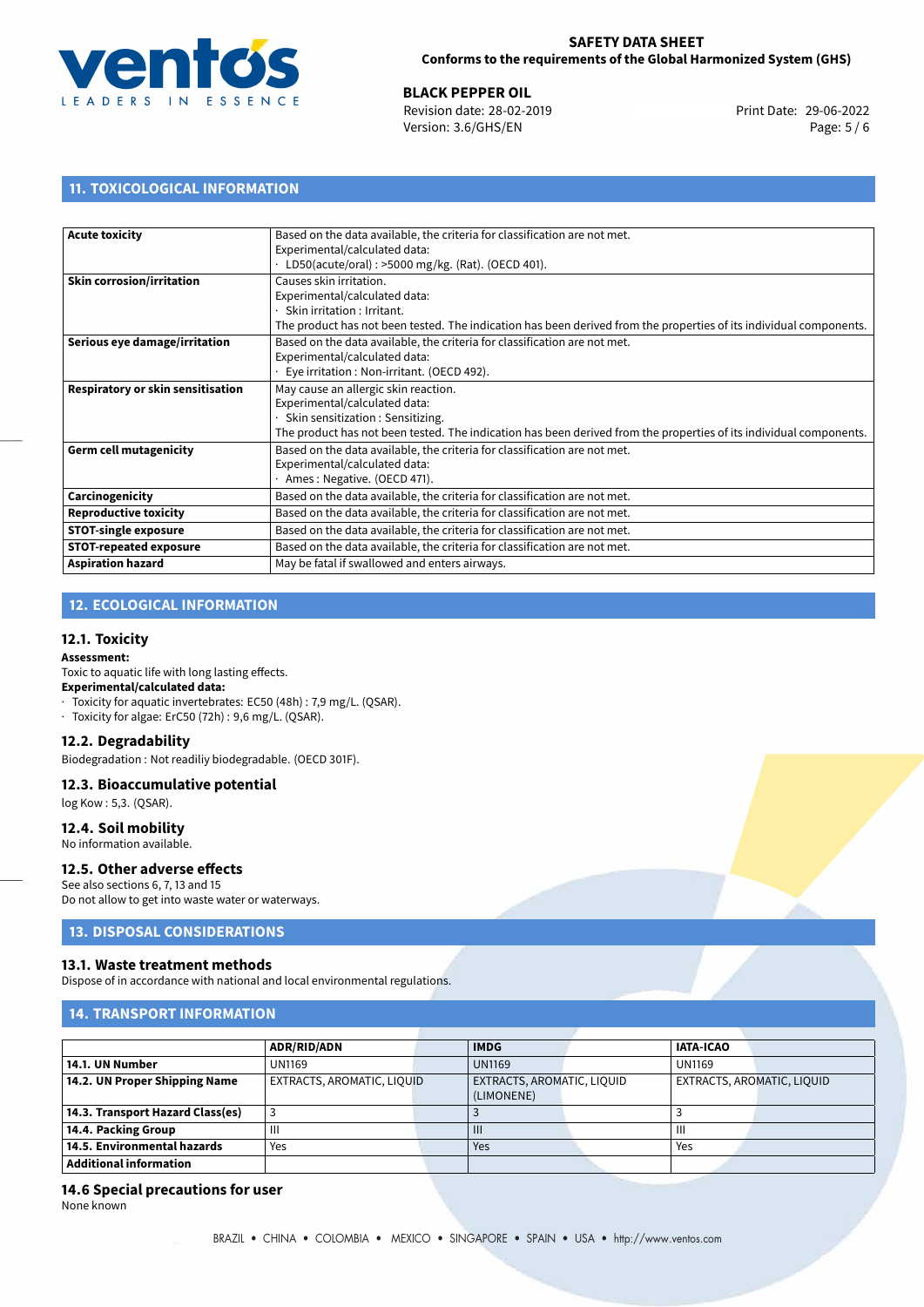## 11. TOXICOLOGICAL INFORMATION

| | |
|---|---|
| **Acute toxicity** | Based on the data available, the criteria for classification are not met.<br>Experimental/calculated data:<br>· LD50(acute/oral) : >5000 mg/kg. (Rat). (OECD 401). |
| **Skin corrosion/irritation** | Causes skin irritation.<br>Experimental/calculated data:<br>· Skin irritation : Irritant.<br>The product has not been tested. The indication has been derived from the properties of its individual components. |
| **Serious eye damage/irritation** | Based on the data available, the criteria for classification are not met.<br>Experimental/calculated data:<br>· Eye irritation : Non-irritant. (OECD 492). |
| **Respiratory or skin sensitisation** | May cause an allergic skin reaction.<br>Experimental/calculated data:<br>· Skin sensitization : Sensitizing.<br>The product has not been tested. The indication has been derived from the properties of its individual components. |
| **Germ cell mutagenicity** | Based on the data available, the criteria for classification are not met.<br>Experimental/calculated data:<br>· Ames : Negative. (OECD 471). |
| **Carcinogenicity** | Based on the data available, the criteria for classification are not met. |
| **Reproductive toxicity** | Based on the data available, the criteria for classification are not met. |
| **STOT-single exposure** | Based on the data available, the criteria for classification are not met. |
| **STOT-repeated exposure** | Based on the data available, the criteria for classification are not met. |
| **Aspiration hazard** | May be fatal if swallowed and enters airways. |

## 12. ECOLOGICAL INFORMATION

### 12.1. Toxicity

**Assessment:**
Toxic to aquatic life with long lasting effects.
**Experimental/calculated data:**
· Toxicity for aquatic invertebrates: EC50 (48h) : 7,9 mg/L. (QSAR).
· Toxicity for algae: ErC50 (72h) : 9,6 mg/L. (QSAR).

### 12.2. Degradability

Biodegradation : Not readiliy biodegradable. (OECD 301F).

### 12.3. Bioaccumulative potential

log Kow : 5,3. (QSAR).

### 12.4. Soil mobility

No information available.

### 12.5. Other adverse effects

See also sections 6, 7, 13 and 15
Do not allow to get into waste water or waterways.

## 13. DISPOSAL CONSIDERATIONS

### 13.1. Waste treatment methods

Dispose of in accordance with national and local environmental regulations.

## 14. TRANSPORT INFORMATION

| | ADR/RID/ADN | IMDG | IATA-ICAO |
|---|---|---|---|
| **14.1. UN Number** | UN1169 | UN1169 | UN1169 |
| **14.2. UN Proper Shipping Name** | EXTRACTS, AROMATIC, LIQUID | EXTRACTS, AROMATIC, LIQUID (LIMONENE) | EXTRACTS, AROMATIC, LIQUID |
| **14.3. Transport Hazard Class(es)** | 3 | 3 | 3 |
| **14.4. Packing Group** | III | III | III |
| **14.5. Environmental hazards** | Yes | Yes | Yes |
| **Additional information** | | | |

### 14.6 Special precautions for user

None known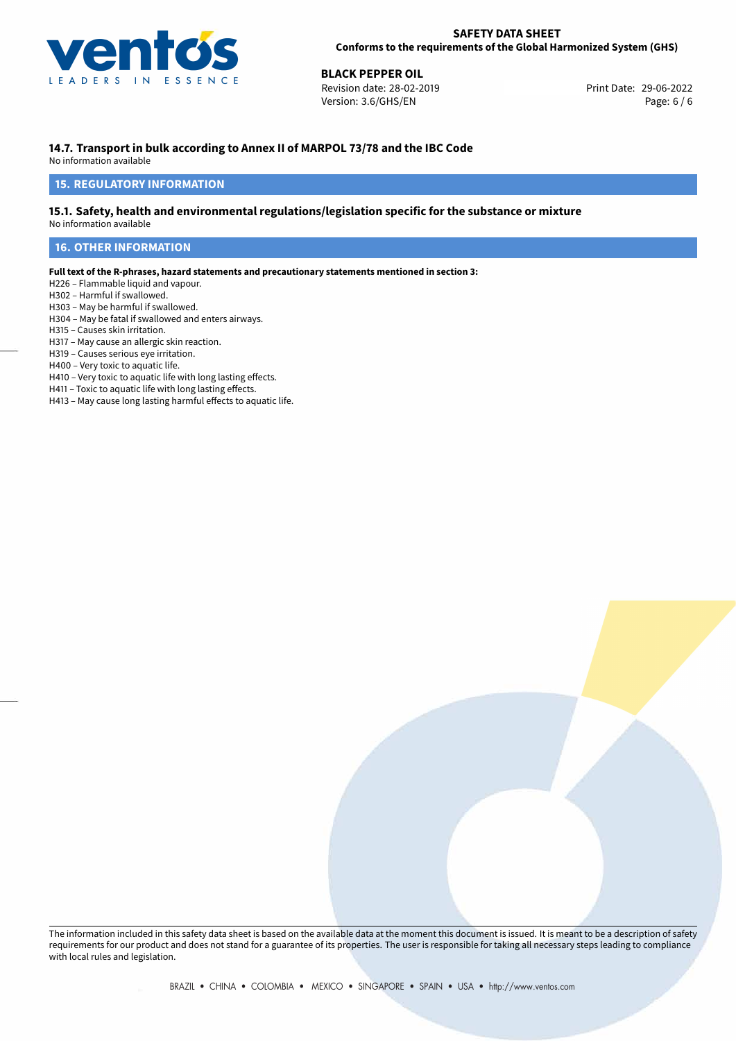### 14.7. Transport in bulk according to Annex II of MARPOL 73/78 and the IBC Code

No information available

## 15. REGULATORY INFORMATION

### 15.1. Safety, health and environmental regulations/legislation specific for the substance or mixture

No information available

## 16. OTHER INFORMATION

**Full text of the R-phrases, hazard statements and precautionary statements mentioned in section 3:**

H226 – Flammable liquid and vapour.
H302 – Harmful if swallowed.
H303 – May be harmful if swallowed.
H304 – May be fatal if swallowed and enters airways.
H315 – Causes skin irritation.
H317 – May cause an allergic skin reaction.
H319 – Causes serious eye irritation.
H400 – Very toxic to aquatic life.
H410 – Very toxic to aquatic life with long lasting effects.
H411 – Toxic to aquatic life with long lasting effects.
H413 – May cause long lasting harmful effects to aquatic life.

The information included in this safety data sheet is based on the available data at the moment this document is issued. It is meant to be a description of safety requirements for our product and does not stand for a guarantee of its properties. The user is responsible for taking all necessary steps leading to compliance with local rules and legislation.